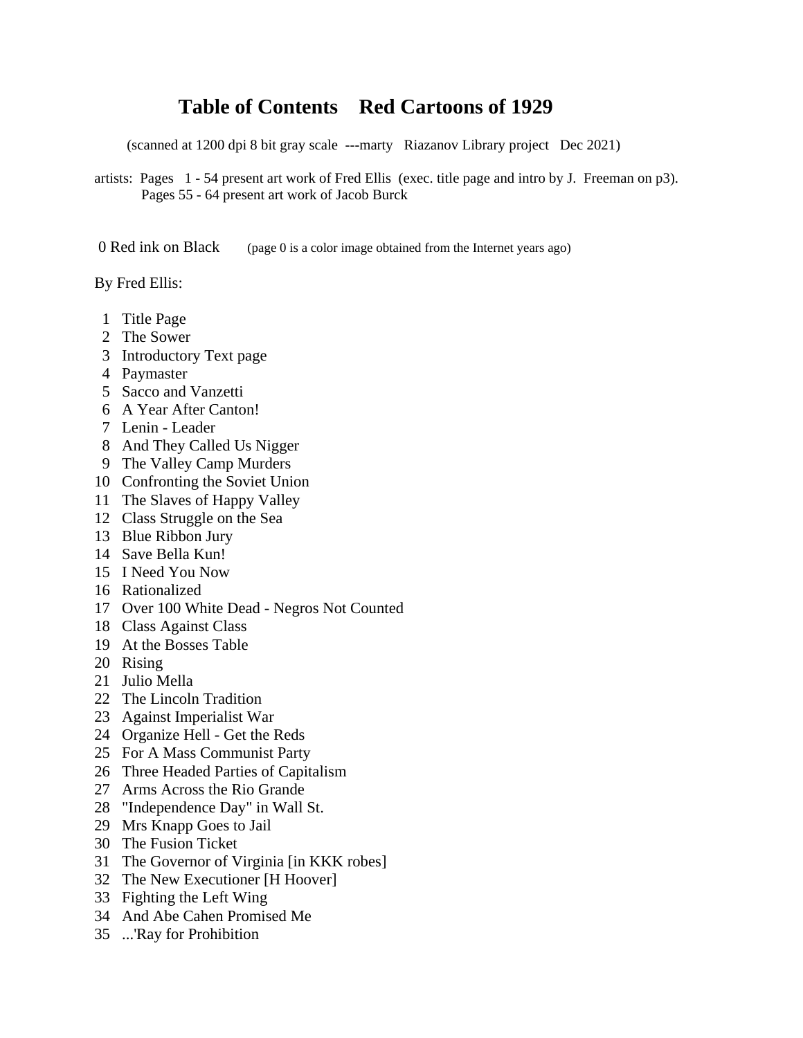# Table of Contents    Red Cartoons of 1929

(scanned at 1200 dpi 8 bit gray scale ---marty Riazanov Library project Dec 2021)

artists: Pages 1 - 54 present art work of Fred Ellis (exec. title page and intro by J. Freeman on p3).
Pages 55 - 64 present art work of Jacob Burck

0 Red ink on Black (page 0 is a color image obtained from the Internet years ago)

By Fred Ellis:

1 Title Page
2 The Sower
3 Introductory Text page
4 Paymaster
5 Sacco and Vanzetti
6 A Year After Canton!
7 Lenin - Leader
8 And They Called Us Nigger
9 The Valley Camp Murders
10 Confronting the Soviet Union
11 The Slaves of Happy Valley
12 Class Struggle on the Sea
13 Blue Ribbon Jury
14 Save Bella Kun!
15 I Need You Now
16 Rationalized
17 Over 100 White Dead - Negros Not Counted
18 Class Against Class
19 At the Bosses Table
20 Rising
21 Julio Mella
22 The Lincoln Tradition
23 Against Imperialist War
24 Organize Hell - Get the Reds
25 For A Mass Communist Party
26 Three Headed Parties of Capitalism
27 Arms Across the Rio Grande
28 "Independence Day" in Wall St.
29 Mrs Knapp Goes to Jail
30 The Fusion Ticket
31 The Governor of Virginia [in KKK robes]
32 The New Executioner [H Hoover]
33 Fighting the Left Wing
34 And Abe Cahen Promised Me
35 ...'Ray for Prohibition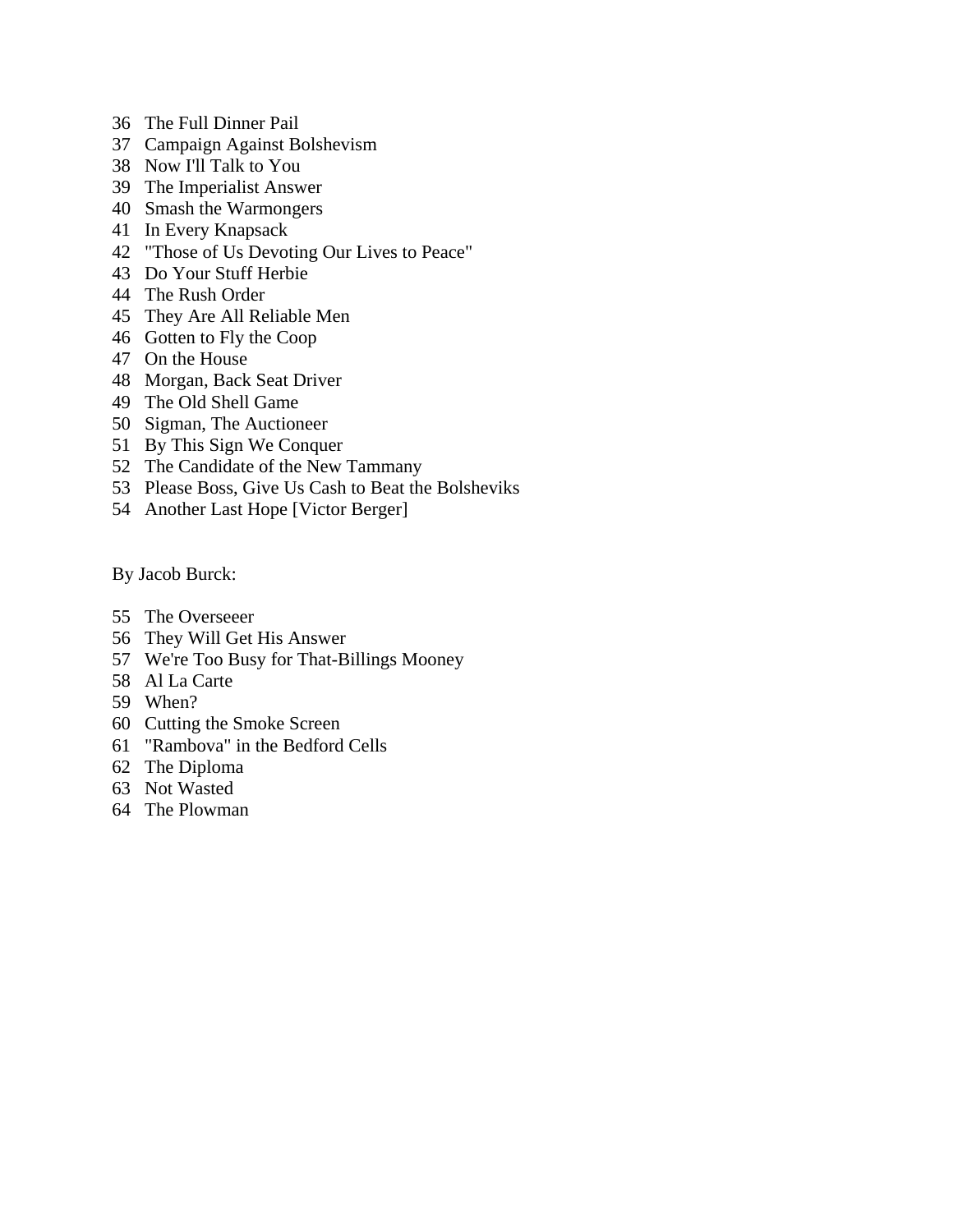36 The Full Dinner Pail
37 Campaign Against Bolshevism
38 Now I'll Talk to You
39 The Imperialist Answer
40 Smash the Warmongers
41 In Every Knapsack
42 "Those of Us Devoting Our Lives to Peace"
43 Do Your Stuff Herbie
44 The Rush Order
45 They Are All Reliable Men
46 Gotten to Fly the Coop
47 On the House
48 Morgan, Back Seat Driver
49 The Old Shell Game
50 Sigman, The Auctioneer
51 By This Sign We Conquer
52 The Candidate of the New Tammany
53 Please Boss, Give Us Cash to Beat the Bolsheviks
54 Another Last Hope [Victor Berger]

By Jacob Burck:

55 The Overseeer
56 They Will Get His Answer
57 We're Too Busy for That-Billings Mooney
58 Al La Carte
59 When?
60 Cutting the Smoke Screen
61 "Rambova" in the Bedford Cells
62 The Diploma
63 Not Wasted
64 The Plowman